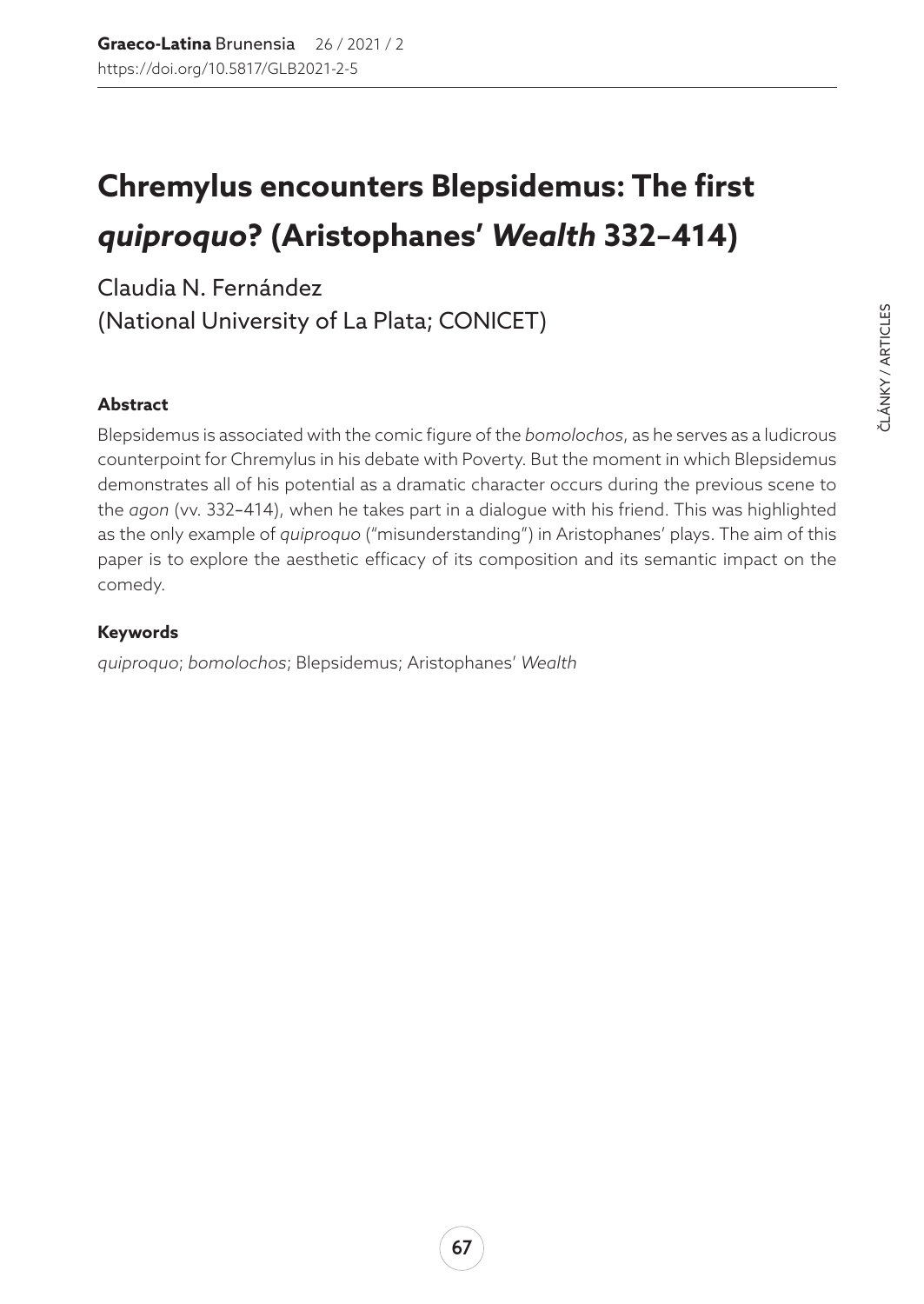# Chremylus encounters Blepsidemus: The first *quiproquo*? (Aristophanes' *Wealth* 332–414)

Claudia N. Fernández
(National University of La Plata; CONICET)

### Abstract

Blepsidemus is associated with the comic figure of the *bomolochos*, as he serves as a ludicrous counterpoint for Chremylus in his debate with Poverty. But the moment in which Blepsidemus demonstrates all of his potential as a dramatic character occurs during the previous scene to the *agon* (vv. 332–414), when he takes part in a dialogue with his friend. This was highlighted as the only example of *quiproquo* ("misunderstanding") in Aristophanes' plays. The aim of this paper is to explore the aesthetic efficacy of its composition and its semantic impact on the comedy.

### Keywords

*quiproquo*; *bomolochos*; Blepsidemus; Aristophanes' *Wealth*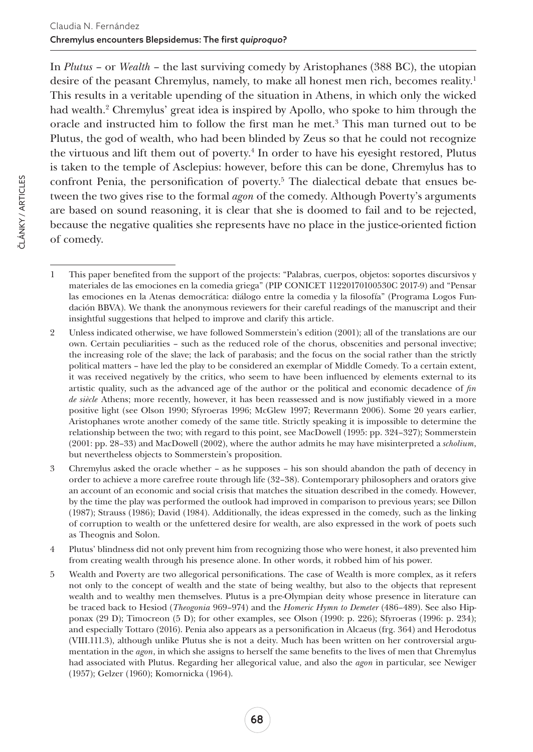In *Plutus* – or *Wealth* – the last surviving comedy by Aristophanes (388 BC), the utopian desire of the peasant Chremylus, namely, to make all honest men rich, becomes reality.[1] This results in a veritable upending of the situation in Athens, in which only the wicked had wealth.[2] Chremylus' great idea is inspired by Apollo, who spoke to him through the oracle and instructed him to follow the first man he met.[3] This man turned out to be Plutus, the god of wealth, who had been blinded by Zeus so that he could not recognize the virtuous and lift them out of poverty.[4] In order to have his eyesight restored, Plutus is taken to the temple of Asclepius: however, before this can be done, Chremylus has to confront Penia, the personification of poverty.[5] The dialectical debate that ensues between the two gives rise to the formal *agon* of the comedy. Although Poverty's arguments are based on sound reasoning, it is clear that she is doomed to fail and to be rejected, because the negative qualities she represents have no place in the justice-oriented fiction of comedy.

---

1 This paper benefited from the support of the projects: "Palabras, cuerpos, objetos: soportes discursivos y materiales de las emociones en la comedia griega" (PIP CONICET 11220170100530C 2017-9) and "Pensar las emociones en la Atenas democrática: diálogo entre la comedia y la filosofía" (Programa Logos Fundación BBVA). We thank the anonymous reviewers for their careful readings of the manuscript and their insightful suggestions that helped to improve and clarify this article.

2 Unless indicated otherwise, we have followed Sommerstein's edition (2001); all of the translations are our own. Certain peculiarities – such as the reduced role of the chorus, obscenities and personal invective; the increasing role of the slave; the lack of parabasis; and the focus on the social rather than the strictly political matters – have led the play to be considered an exemplar of Middle Comedy. To a certain extent, it was received negatively by the critics, who seem to have been influenced by elements external to its artistic quality, such as the advanced age of the author or the political and economic decadence of *fin de siècle* Athens; more recently, however, it has been reassessed and is now justifiably viewed in a more positive light (see Olson 1990; Sfyroeras 1996; McGlew 1997; Revermann 2006). Some 20 years earlier, Aristophanes wrote another comedy of the same title. Strictly speaking it is impossible to determine the relationship between the two; with regard to this point, see MacDowell (1995: pp. 324–327); Sommerstein (2001: pp. 28–33) and MacDowell (2002), where the author admits he may have misinterpreted a *scholium*, but nevertheless objects to Sommerstein's proposition.

3 Chremylus asked the oracle whether – as he supposes – his son should abandon the path of decency in order to achieve a more carefree route through life (32–38). Contemporary philosophers and orators give an account of an economic and social crisis that matches the situation described in the comedy. However, by the time the play was performed the outlook had improved in comparison to previous years; see Dillon (1987); Strauss (1986); David (1984). Additionally, the ideas expressed in the comedy, such as the linking of corruption to wealth or the unfettered desire for wealth, are also expressed in the work of poets such as Theognis and Solon.

4 Plutus' blindness did not only prevent him from recognizing those who were honest, it also prevented him from creating wealth through his presence alone. In other words, it robbed him of his power.

5 Wealth and Poverty are two allegorical personifications. The case of Wealth is more complex, as it refers not only to the concept of wealth and the state of being wealthy, but also to the objects that represent wealth and to wealthy men themselves. Plutus is a pre-Olympian deity whose presence in literature can be traced back to Hesiod (*Theogonia* 969–974) and the *Homeric Hymn to Demeter* (486–489). See also Hipponax (29 D); Timocreon (5 D); for other examples, see Olson (1990: p. 226); Sfyroeras (1996: p. 234); and especially Tottaro (2016). Penia also appears as a personification in Alcaeus (frg. 364) and Herodotus (VIII.111.3), although unlike Plutus she is not a deity. Much has been written on her controversial argumentation in the *agon*, in which she assigns to herself the same benefits to the lives of men that Chremylus had associated with Plutus. Regarding her allegorical value, and also the *agon* in particular, see Newiger (1957); Gelzer (1960); Komornicka (1964).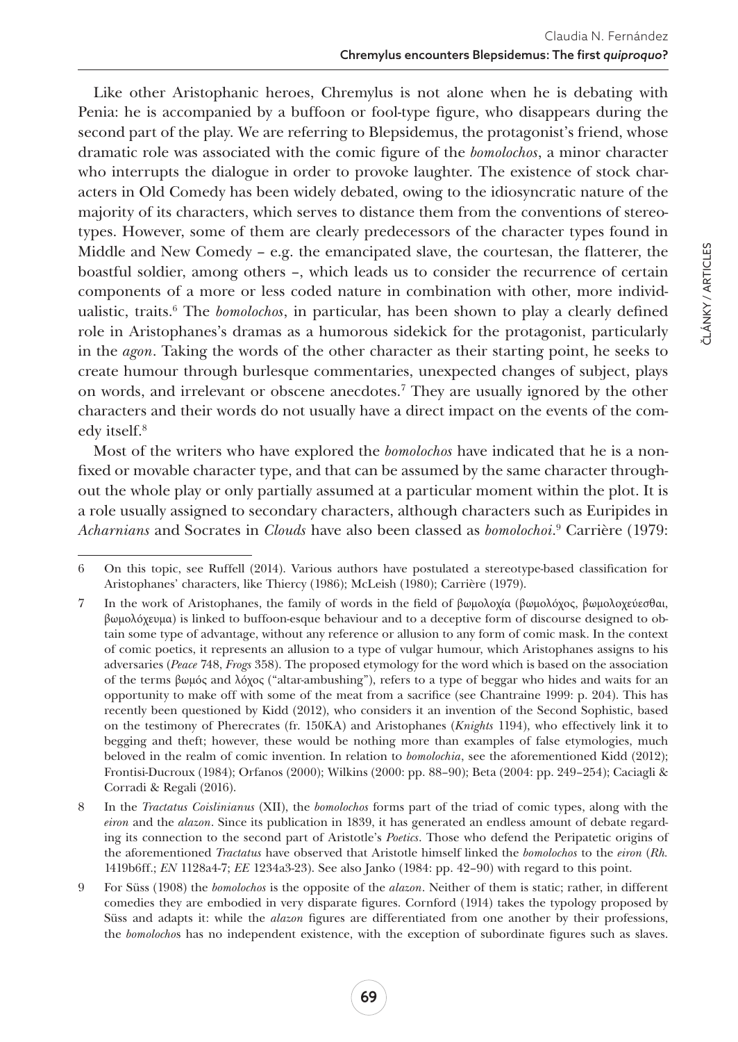Like other Aristophanic heroes, Chremylus is not alone when he is debating with Penia: he is accompanied by a buffoon or fool-type figure, who disappears during the second part of the play. We are referring to Blepsidemus, the protagonist's friend, whose dramatic role was associated with the comic figure of the *bomolochos*, a minor character who interrupts the dialogue in order to provoke laughter. The existence of stock characters in Old Comedy has been widely debated, owing to the idiosyncratic nature of the majority of its characters, which serves to distance them from the conventions of stereotypes. However, some of them are clearly predecessors of the character types found in Middle and New Comedy – e.g. the emancipated slave, the courtesan, the flatterer, the boastful soldier, among others –, which leads us to consider the recurrence of certain components of a more or less coded nature in combination with other, more individualistic, traits.[6] The *bomolochos*, in particular, has been shown to play a clearly defined role in Aristophanes's dramas as a humorous sidekick for the protagonist, particularly in the *agon*. Taking the words of the other character as their starting point, he seeks to create humour through burlesque commentaries, unexpected changes of subject, plays on words, and irrelevant or obscene anecdotes.[7] They are usually ignored by the other characters and their words do not usually have a direct impact on the events of the comedy itself.[8]

Most of the writers who have explored the *bomolochos* have indicated that he is a non-fixed or movable character type, and that can be assumed by the same character throughout the whole play or only partially assumed at a particular moment within the plot. It is a role usually assigned to secondary characters, although characters such as Euripides in *Acharnians* and Socrates in *Clouds* have also been classed as *bomolochoi*.[9] Carrière (1979:

---

6 On this topic, see Ruffell (2014). Various authors have postulated a stereotype-based classification for Aristophanes' characters, like Thiercy (1986); McLeish (1980); Carrière (1979).

7 In the work of Aristophanes, the family of words in the field of βωμολοχία (βωμολόχος, βωμολοχεύεσθαι, βωμολόχευμα) is linked to buffoon-esque behaviour and to a deceptive form of discourse designed to obtain some type of advantage, without any reference or allusion to any form of comic mask. In the context of comic poetics, it represents an allusion to a type of vulgar humour, which Aristophanes assigns to his adversaries (*Peace* 748, *Frogs* 358). The proposed etymology for the word which is based on the association of the terms βωμός and λόχος ("altar-ambushing"), refers to a type of beggar who hides and waits for an opportunity to make off with some of the meat from a sacrifice (see Chantraine 1999: p. 204). This has recently been questioned by Kidd (2012), who considers it an invention of the Second Sophistic, based on the testimony of Pherecrates (fr. 150KA) and Aristophanes (*Knights* 1194), who effectively link it to begging and theft; however, these would be nothing more than examples of false etymologies, much beloved in the realm of comic invention. In relation to *bomolochia*, see the aforementioned Kidd (2012); Frontisi-Ducroux (1984); Orfanos (2000); Wilkins (2000: pp. 88–90); Beta (2004: pp. 249–254); Caciagli & Corradi & Regali (2016).

8 In the *Tractatus Coislinianus* (XII), the *bomolochos* forms part of the triad of comic types, along with the *eiron* and the *alazon*. Since its publication in 1839, it has generated an endless amount of debate regarding its connection to the second part of Aristotle's *Poetics*. Those who defend the Peripatetic origins of the aforementioned *Tractatus* have observed that Aristotle himself linked the *bomolochos* to the *eiron* (*Rh.* 1419b6ff.; *EN* 1128a4-7; *EE* 1234a3-23). See also Janko (1984: pp. 42–90) with regard to this point.

9 For Süss (1908) the *bomolochos* is the opposite of the *alazon*. Neither of them is static; rather, in different comedies they are embodied in very disparate figures. Cornford (1914) takes the typology proposed by Süss and adapts it: while the *alazon* figures are differentiated from one another by their professions, the *bomolochos* has no independent existence, with the exception of subordinate figures such as slaves.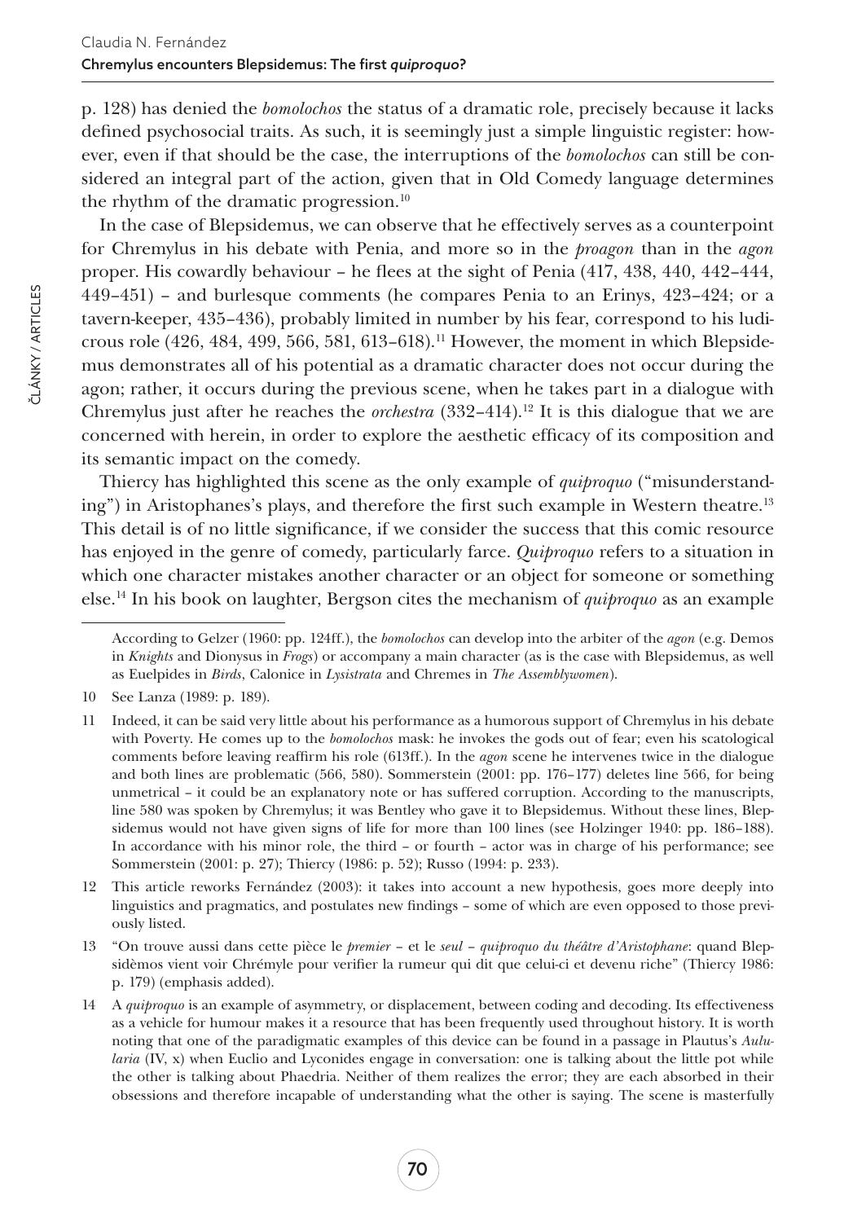p. 128) has denied the *bomolochos* the status of a dramatic role, precisely because it lacks defined psychosocial traits. As such, it is seemingly just a simple linguistic register: however, even if that should be the case, the interruptions of the *bomolochos* can still be considered an integral part of the action, given that in Old Comedy language determines the rhythm of the dramatic progression.[10]

In the case of Blepsidemus, we can observe that he effectively serves as a counterpoint for Chremylus in his debate with Penia, and more so in the *proagon* than in the *agon* proper. His cowardly behaviour – he flees at the sight of Penia (417, 438, 440, 442–444, 449–451) – and burlesque comments (he compares Penia to an Erinys, 423–424; or a tavern-keeper, 435–436), probably limited in number by his fear, correspond to his ludicrous role (426, 484, 499, 566, 581, 613–618).[11] However, the moment in which Blepsidemus demonstrates all of his potential as a dramatic character does not occur during the agon; rather, it occurs during the previous scene, when he takes part in a dialogue with Chremylus just after he reaches the *orchestra* (332–414).[12] It is this dialogue that we are concerned with herein, in order to explore the aesthetic efficacy of its composition and its semantic impact on the comedy.

Thiercy has highlighted this scene as the only example of *quiproquo* ("misunderstanding") in Aristophanes's plays, and therefore the first such example in Western theatre.[13] This detail is of no little significance, if we consider the success that this comic resource has enjoyed in the genre of comedy, particularly farce. *Quiproquo* refers to a situation in which one character mistakes another character or an object for someone or something else.[14] In his book on laughter, Bergson cites the mechanism of *quiproquo* as an example

According to Gelzer (1960: pp. 124ff.), the *bomolochos* can develop into the arbiter of the *agon* (e.g. Demos in *Knights* and Dionysus in *Frogs*) or accompany a main character (as is the case with Blepsidemus, as well as Euelpides in *Birds*, Calonice in *Lysistrata* and Chremes in *The Assemblywomen*).

10 See Lanza (1989: p. 189).

11 Indeed, it can be said very little about his performance as a humorous support of Chremylus in his debate with Poverty. He comes up to the *bomolochos* mask: he invokes the gods out of fear; even his scatological comments before leaving reaffirm his role (613ff.). In the *agon* scene he intervenes twice in the dialogue and both lines are problematic (566, 580). Sommerstein (2001: pp. 176–177) deletes line 566, for being unmetrical – it could be an explanatory note or has suffered corruption. According to the manuscripts, line 580 was spoken by Chremylus; it was Bentley who gave it to Blepsidemus. Without these lines, Blepsidemus would not have given signs of life for more than 100 lines (see Holzinger 1940: pp. 186–188). In accordance with his minor role, the third – or fourth – actor was in charge of his performance; see Sommerstein (2001: p. 27); Thiercy (1986: p. 52); Russo (1994: p. 233).

12 This article reworks Fernández (2003): it takes into account a new hypothesis, goes more deeply into linguistics and pragmatics, and postulates new findings – some of which are even opposed to those previously listed.

13 "On trouve aussi dans cette pièce le *premier* – et le *seul* – *quiproquo du théâtre d'Aristophane*: quand Blepsidèmos vient voir Chrémyle pour verifier la rumeur qui dit que celui-ci et devenu riche" (Thiercy 1986: p. 179) (emphasis added).

14 A *quiproquo* is an example of asymmetry, or displacement, between coding and decoding. Its effectiveness as a vehicle for humour makes it a resource that has been frequently used throughout history. It is worth noting that one of the paradigmatic examples of this device can be found in a passage in Plautus's *Aulularia* (IV, x) when Euclio and Lyconides engage in conversation: one is talking about the little pot while the other is talking about Phaedria. Neither of them realizes the error; they are each absorbed in their obsessions and therefore incapable of understanding what the other is saying. The scene is masterfully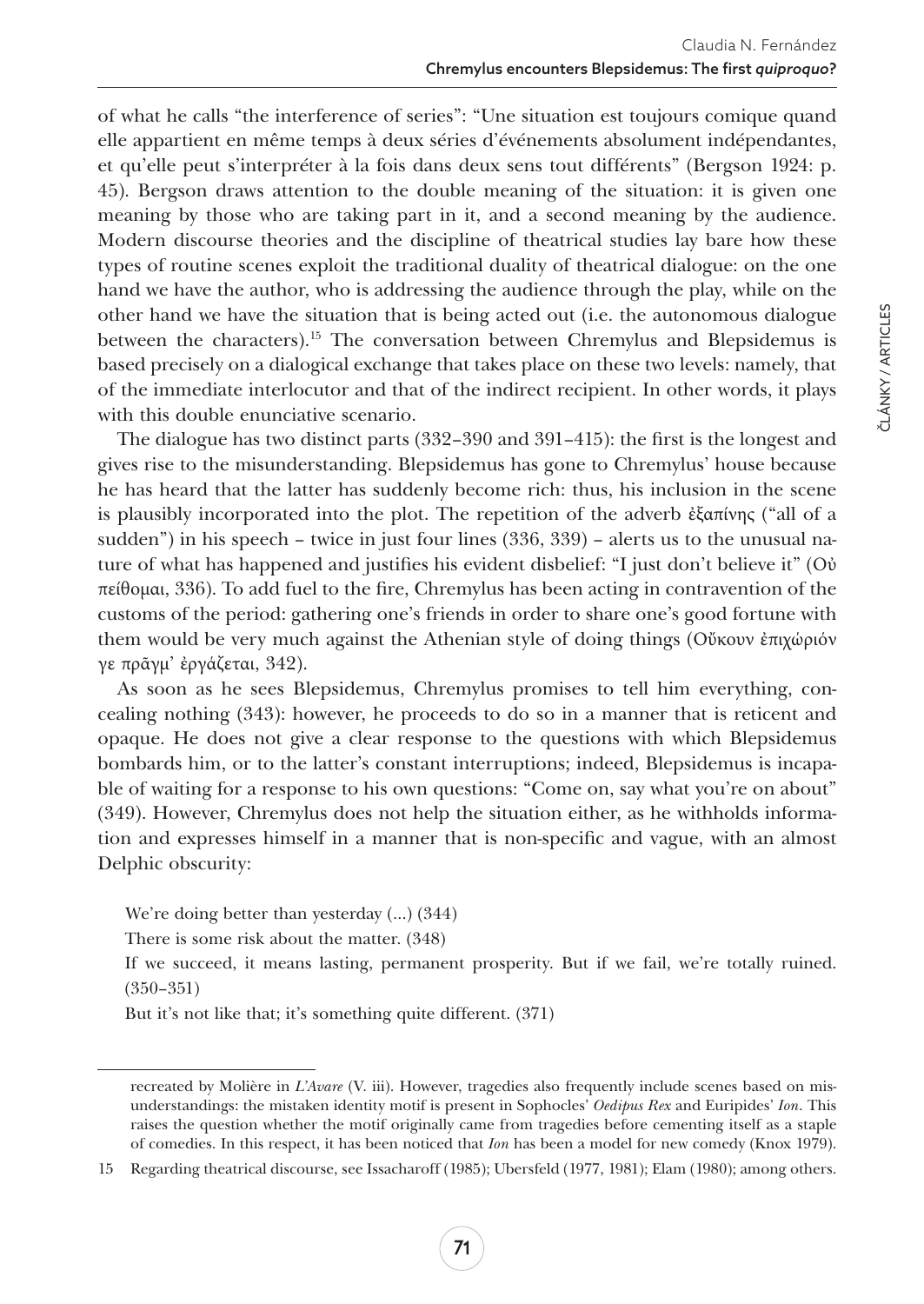of what he calls "the interference of series": "Une situation est toujours comique quand elle appartient en même temps à deux séries d'événements absolument indépendantes, et qu'elle peut s'interpréter à la fois dans deux sens tout différents" (Bergson 1924: p. 45). Bergson draws attention to the double meaning of the situation: it is given one meaning by those who are taking part in it, and a second meaning by the audience. Modern discourse theories and the discipline of theatrical studies lay bare how these types of routine scenes exploit the traditional duality of theatrical dialogue: on the one hand we have the author, who is addressing the audience through the play, while on the other hand we have the situation that is being acted out (i.e. the autonomous dialogue between the characters).[15] The conversation between Chremylus and Blepsidemus is based precisely on a dialogical exchange that takes place on these two levels: namely, that of the immediate interlocutor and that of the indirect recipient. In other words, it plays with this double enunciative scenario.

The dialogue has two distinct parts (332–390 and 391–415): the first is the longest and gives rise to the misunderstanding. Blepsidemus has gone to Chremylus' house because he has heard that the latter has suddenly become rich: thus, his inclusion in the scene is plausibly incorporated into the plot. The repetition of the adverb ἐξαπίνης ("all of a sudden") in his speech – twice in just four lines (336, 339) – alerts us to the unusual nature of what has happened and justifies his evident disbelief: "I just don't believe it" (Οὐ πείθομαι, 336). To add fuel to the fire, Chremylus has been acting in contravention of the customs of the period: gathering one's friends in order to share one's good fortune with them would be very much against the Athenian style of doing things (Οὔκουν ἐπιχώριόν γε πρᾶγμ' ἐργάζεται, 342).

As soon as he sees Blepsidemus, Chremylus promises to tell him everything, concealing nothing (343): however, he proceeds to do so in a manner that is reticent and opaque. He does not give a clear response to the questions with which Blepsidemus bombards him, or to the latter's constant interruptions; indeed, Blepsidemus is incapable of waiting for a response to his own questions: "Come on, say what you're on about" (349). However, Chremylus does not help the situation either, as he withholds information and expresses himself in a manner that is non-specific and vague, with an almost Delphic obscurity:

> We're doing better than yesterday (...) (344)
>
> There is some risk about the matter. (348)
>
> If we succeed, it means lasting, permanent prosperity. But if we fail, we're totally ruined. (350–351)
>
> But it's not like that; it's something quite different. (371)

---

recreated by Molière in *L'Avare* (V. iii). However, tragedies also frequently include scenes based on misunderstandings: the mistaken identity motif is present in Sophocles' *Oedipus Rex* and Euripides' *Ion*. This raises the question whether the motif originally came from tragedies before cementing itself as a staple of comedies. In this respect, it has been noticed that *Ion* has been a model for new comedy (Knox 1979).

15 Regarding theatrical discourse, see Issacharoff (1985); Ubersfeld (1977, 1981); Elam (1980); among others.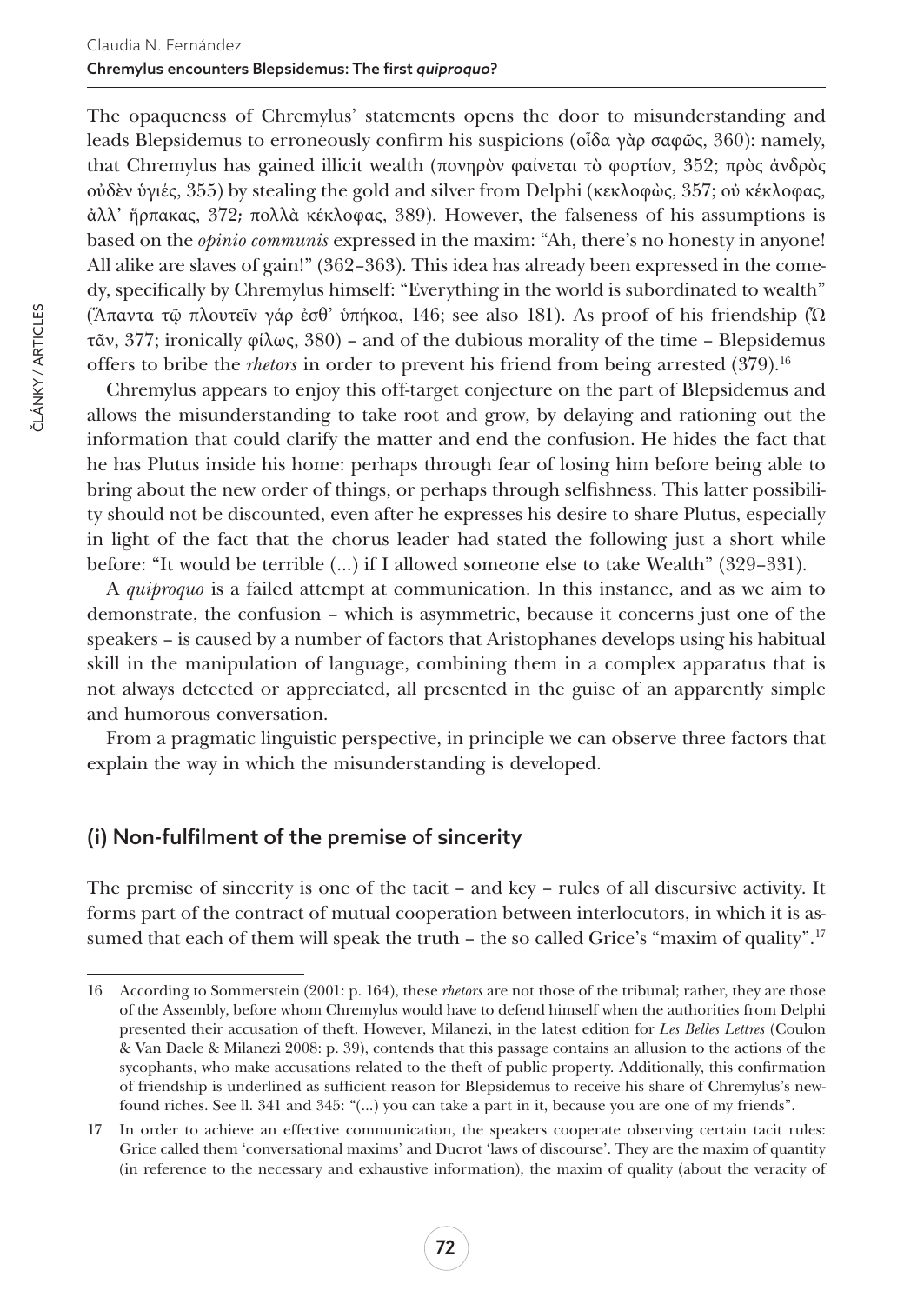The opaqueness of Chremylus' statements opens the door to misunderstanding and leads Blepsidemus to erroneously confirm his suspicions (οἶδα γὰρ σαφῶς, 360): namely, that Chremylus has gained illicit wealth (πονηρὸν φαίνεται τὸ φορτίον, 352; πρὸς ἀνδρὸς οὐδὲν ὑγιές, 355) by stealing the gold and silver from Delphi (κεκλοφὼς, 357; οὐ κέκλοφας, ἀλλ' ἥρπακας, 372; πολλὰ κέκλοφας, 389). However, the falseness of his assumptions is based on the *opinio communis* expressed in the maxim: "Ah, there's no honesty in anyone! All alike are slaves of gain!" (362–363). This idea has already been expressed in the comedy, specifically by Chremylus himself: "Everything in the world is subordinated to wealth" (Ἅπαντα τῷ πλουτεῖν γάρ ἐσθ' ὑπήκοα, 146; see also 181). As proof of his friendship (Ὦ τᾶν, 377; ironically φίλως, 380) – and of the dubious morality of the time – Blepsidemus offers to bribe the *rhetors* in order to prevent his friend from being arrested (379).[16]

Chremylus appears to enjoy this off-target conjecture on the part of Blepsidemus and allows the misunderstanding to take root and grow, by delaying and rationing out the information that could clarify the matter and end the confusion. He hides the fact that he has Plutus inside his home: perhaps through fear of losing him before being able to bring about the new order of things, or perhaps through selfishness. This latter possibility should not be discounted, even after he expresses his desire to share Plutus, especially in light of the fact that the chorus leader had stated the following just a short while before: "It would be terrible (...) if I allowed someone else to take Wealth" (329–331).

A *quiproquo* is a failed attempt at communication. In this instance, and as we aim to demonstrate, the confusion – which is asymmetric, because it concerns just one of the speakers – is caused by a number of factors that Aristophanes develops using his habitual skill in the manipulation of language, combining them in a complex apparatus that is not always detected or appreciated, all presented in the guise of an apparently simple and humorous conversation.

From a pragmatic linguistic perspective, in principle we can observe three factors that explain the way in which the misunderstanding is developed.

## (i) Non-fulfilment of the premise of sincerity

The premise of sincerity is one of the tacit – and key – rules of all discursive activity. It forms part of the contract of mutual cooperation between interlocutors, in which it is assumed that each of them will speak the truth – the so called Grice's "maxim of quality".[17]

---

16 According to Sommerstein (2001: p. 164), these *rhetors* are not those of the tribunal; rather, they are those of the Assembly, before whom Chremylus would have to defend himself when the authorities from Delphi presented their accusation of theft. However, Milanezi, in the latest edition for *Les Belles Lettres* (Coulon & Van Daele & Milanezi 2008: p. 39), contends that this passage contains an allusion to the actions of the sycophants, who make accusations related to the theft of public property. Additionally, this confirmation of friendship is underlined as sufficient reason for Blepsidemus to receive his share of Chremylus's newfound riches. See ll. 341 and 345: "(...) you can take a part in it, because you are one of my friends".

17 In order to achieve an effective communication, the speakers cooperate observing certain tacit rules: Grice called them 'conversational maxims' and Ducrot 'laws of discourse'. They are the maxim of quantity (in reference to the necessary and exhaustive information), the maxim of quality (about the veracity of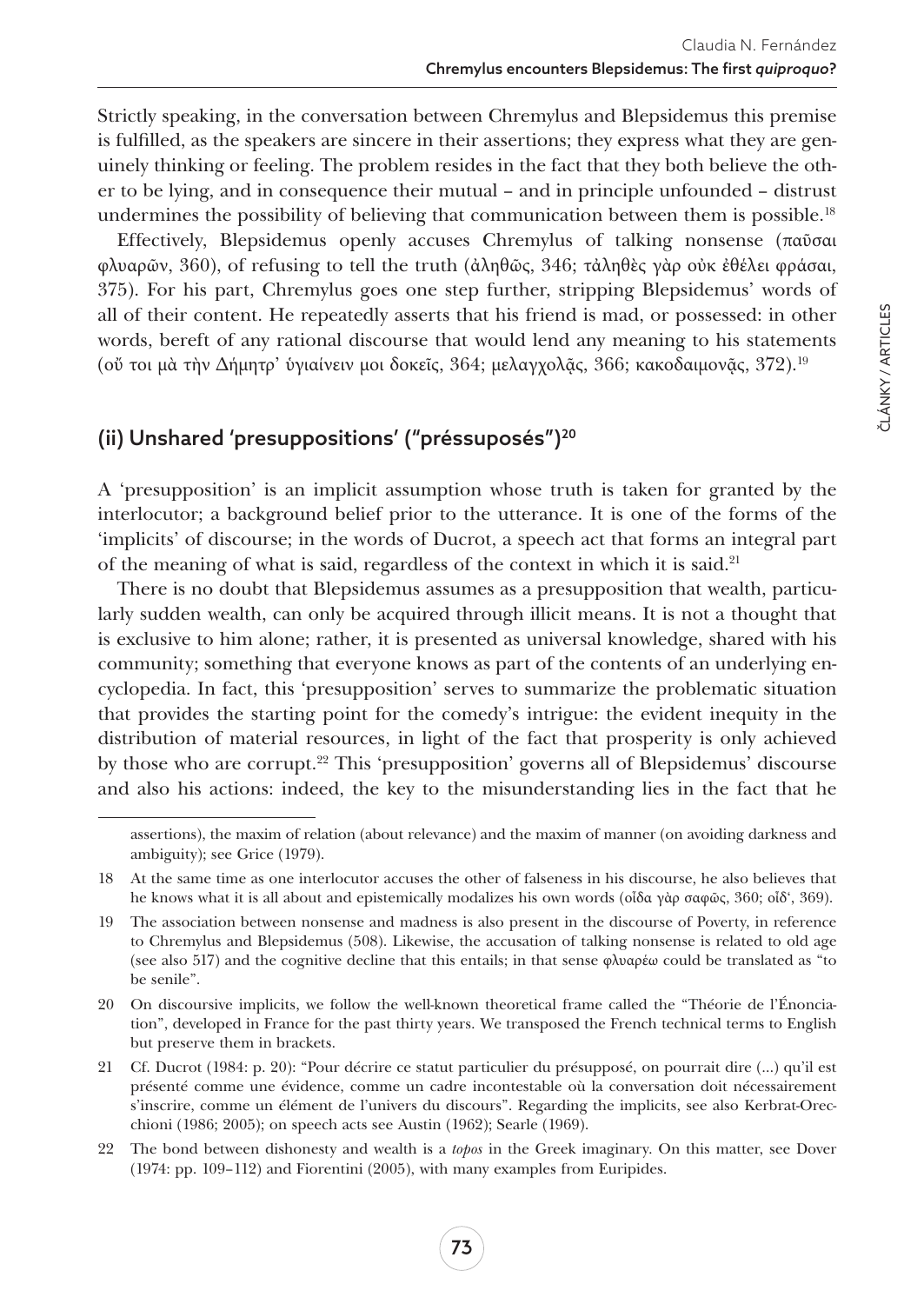Strictly speaking, in the conversation between Chremylus and Blepsidemus this premise is fulfilled, as the speakers are sincere in their assertions; they express what they are genuinely thinking or feeling. The problem resides in the fact that they both believe the other to be lying, and in consequence their mutual – and in principle unfounded – distrust undermines the possibility of believing that communication between them is possible.[18]

Effectively, Blepsidemus openly accuses Chremylus of talking nonsense (παῦσαι φλυαρῶν, 360), of refusing to tell the truth (ἀληθῶς, 346; τἀληθὲς γὰρ οὐκ ἐθέλει φράσαι, 375). For his part, Chremylus goes one step further, stripping Blepsidemus' words of all of their content. He repeatedly asserts that his friend is mad, or possessed: in other words, bereft of any rational discourse that would lend any meaning to his statements (οὔ τοι μὰ τὴν Δήμητρ' ὑγιαίνειν μοι δοκεῖς, 364; μελαγχολᾷς, 366; κακοδαιμονᾷς, 372).[19]

## (ii) Unshared 'presuppositions' ("préssuposés")[20]

A 'presupposition' is an implicit assumption whose truth is taken for granted by the interlocutor; a background belief prior to the utterance. It is one of the forms of the 'implicits' of discourse; in the words of Ducrot, a speech act that forms an integral part of the meaning of what is said, regardless of the context in which it is said.[21]

There is no doubt that Blepsidemus assumes as a presupposition that wealth, particularly sudden wealth, can only be acquired through illicit means. It is not a thought that is exclusive to him alone; rather, it is presented as universal knowledge, shared with his community; something that everyone knows as part of the contents of an underlying encyclopedia. In fact, this 'presupposition' serves to summarize the problematic situation that provides the starting point for the comedy's intrigue: the evident inequity in the distribution of material resources, in light of the fact that prosperity is only achieved by those who are corrupt.[22] This 'presupposition' governs all of Blepsidemus' discourse and also his actions: indeed, the key to the misunderstanding lies in the fact that he

---

assertions), the maxim of relation (about relevance) and the maxim of manner (on avoiding darkness and ambiguity); see Grice (1979).

18 At the same time as one interlocutor accuses the other of falseness in his discourse, he also believes that he knows what it is all about and epistemically modalizes his own words (οἶδα γὰρ σαφῶς, 360; οἶδ', 369).

19 The association between nonsense and madness is also present in the discourse of Poverty, in reference to Chremylus and Blepsidemus (508). Likewise, the accusation of talking nonsense is related to old age (see also 517) and the cognitive decline that this entails; in that sense φλυαρέω could be translated as "to be senile".

20 On discoursive implicits, we follow the well-known theoretical frame called the "Théorie de l'Énonciation", developed in France for the past thirty years. We transposed the French technical terms to English but preserve them in brackets.

21 Cf. Ducrot (1984: p. 20): "Pour décrire ce statut particulier du présupposé, on pourrait dire (...) qu'il est présenté comme une évidence, comme un cadre incontestable où la conversation doit nécessairement s'inscrire, comme un élément de l'univers du discours". Regarding the implicits, see also Kerbrat-Orecchioni (1986; 2005); on speech acts see Austin (1962); Searle (1969).

22 The bond between dishonesty and wealth is a *topos* in the Greek imaginary. On this matter, see Dover (1974: pp. 109–112) and Fiorentini (2005), with many examples from Euripides.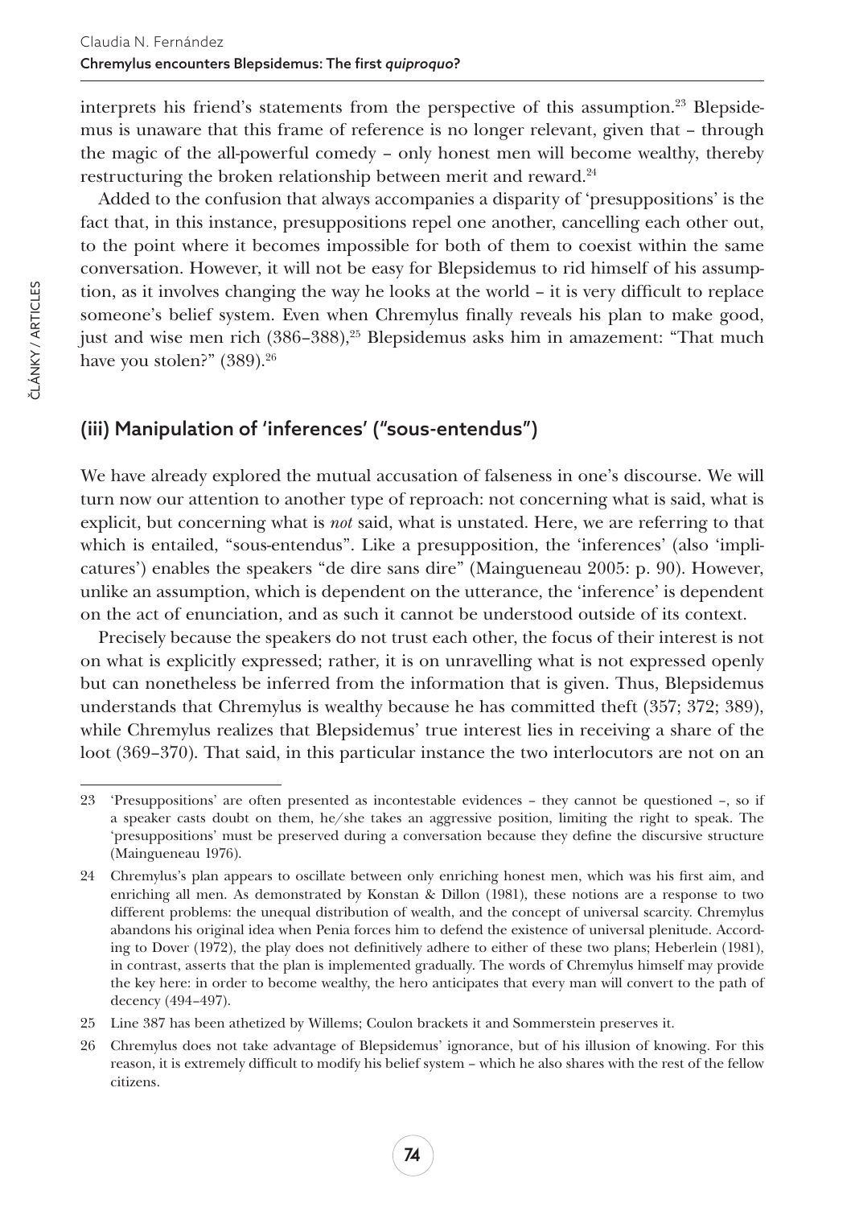interprets his friend's statements from the perspective of this assumption.[23] Blepsidemus is unaware that this frame of reference is no longer relevant, given that – through the magic of the all-powerful comedy – only honest men will become wealthy, thereby restructuring the broken relationship between merit and reward.[24]

Added to the confusion that always accompanies a disparity of 'presuppositions' is the fact that, in this instance, presuppositions repel one another, cancelling each other out, to the point where it becomes impossible for both of them to coexist within the same conversation. However, it will not be easy for Blepsidemus to rid himself of his assumption, as it involves changing the way he looks at the world – it is very difficult to replace someone's belief system. Even when Chremylus finally reveals his plan to make good, just and wise men rich (386–388),[25] Blepsidemus asks him in amazement: "That much have you stolen?" (389).[26]

## (iii) Manipulation of 'inferences' ("sous-entendus")

We have already explored the mutual accusation of falseness in one's discourse. We will turn now our attention to another type of reproach: not concerning what is said, what is explicit, but concerning what is *not* said, what is unstated. Here, we are referring to that which is entailed, "sous-entendus". Like a presupposition, the 'inferences' (also 'implicatures') enables the speakers "de dire sans dire" (Maingueneau 2005: p. 90). However, unlike an assumption, which is dependent on the utterance, the 'inference' is dependent on the act of enunciation, and as such it cannot be understood outside of its context.

Precisely because the speakers do not trust each other, the focus of their interest is not on what is explicitly expressed; rather, it is on unravelling what is not expressed openly but can nonetheless be inferred from the information that is given. Thus, Blepsidemus understands that Chremylus is wealthy because he has committed theft (357; 372; 389), while Chremylus realizes that Blepsidemus' true interest lies in receiving a share of the loot (369–370). That said, in this particular instance the two interlocutors are not on an

---

23 'Presuppositions' are often presented as incontestable evidences – they cannot be questioned –, so if a speaker casts doubt on them, he/she takes an aggressive position, limiting the right to speak. The 'presuppositions' must be preserved during a conversation because they define the discursive structure (Maingueneau 1976).

24 Chremylus's plan appears to oscillate between only enriching honest men, which was his first aim, and enriching all men. As demonstrated by Konstan & Dillon (1981), these notions are a response to two different problems: the unequal distribution of wealth, and the concept of universal scarcity. Chremylus abandons his original idea when Penia forces him to defend the existence of universal plenitude. According to Dover (1972), the play does not definitively adhere to either of these two plans; Heberlein (1981), in contrast, asserts that the plan is implemented gradually. The words of Chremylus himself may provide the key here: in order to become wealthy, the hero anticipates that every man will convert to the path of decency (494–497).

25 Line 387 has been athetized by Willems; Coulon brackets it and Sommerstein preserves it.

26 Chremylus does not take advantage of Blepsidemus' ignorance, but of his illusion of knowing. For this reason, it is extremely difficult to modify his belief system – which he also shares with the rest of the fellow citizens.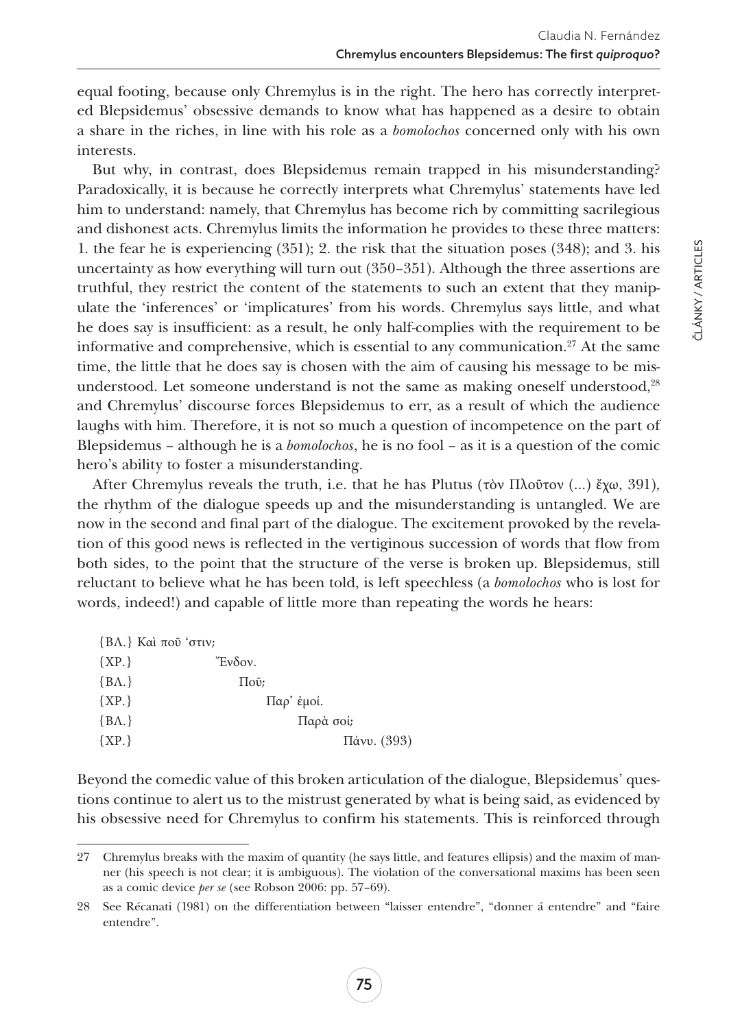equal footing, because only Chremylus is in the right. The hero has correctly interpreted Blepsidemus' obsessive demands to know what has happened as a desire to obtain a share in the riches, in line with his role as a *bomolochos* concerned only with his own interests.

But why, in contrast, does Blepsidemus remain trapped in his misunderstanding? Paradoxically, it is because he correctly interprets what Chremylus' statements have led him to understand: namely, that Chremylus has become rich by committing sacrilegious and dishonest acts. Chremylus limits the information he provides to these three matters: 1. the fear he is experiencing (351); 2. the risk that the situation poses (348); and 3. his uncertainty as how everything will turn out (350–351). Although the three assertions are truthful, they restrict the content of the statements to such an extent that they manipulate the 'inferences' or 'implicatures' from his words. Chremylus says little, and what he does say is insufficient: as a result, he only half-complies with the requirement to be informative and comprehensive, which is essential to any communication.[27] At the same time, the little that he does say is chosen with the aim of causing his message to be misunderstood. Let someone understand is not the same as making oneself understood,[28] and Chremylus' discourse forces Blepsidemus to err, as a result of which the audience laughs with him. Therefore, it is not so much a question of incompetence on the part of Blepsidemus – although he is a *bomolochos*, he is no fool – as it is a question of the comic hero's ability to foster a misunderstanding.

After Chremylus reveals the truth, i.e. that he has Plutus (τὸν Πλοῦτον (...) ἔχω, 391), the rhythm of the dialogue speeds up and the misunderstanding is untangled. We are now in the second and final part of the dialogue. The excitement provoked by the revelation of this good news is reflected in the vertiginous succession of words that flow from both sides, to the point that the structure of the verse is broken up. Blepsidemus, still reluctant to believe what he has been told, is left speechless (a *bomolochos* who is lost for words, indeed!) and capable of little more than repeating the words he hears:

> {ΒΛ.} Καὶ ποῦ ʻστιν;
> {ΧΡ.} Ἔνδον.
> {ΒΛ.} Ποῦ;
> {ΧΡ.} Παρ' ἐμοί.
> {ΒΛ.} Παρὰ σοί;
> {ΧΡ.} Πάνυ. (393)

Beyond the comedic value of this broken articulation of the dialogue, Blepsidemus' questions continue to alert us to the mistrust generated by what is being said, as evidenced by his obsessive need for Chremylus to confirm his statements. This is reinforced through

---

27 Chremylus breaks with the maxim of quantity (he says little, and features ellipsis) and the maxim of manner (his speech is not clear; it is ambiguous). The violation of the conversational maxims has been seen as a comic device *per se* (see Robson 2006: pp. 57–69).

28 See Récanati (1981) on the differentiation between "laisser entendre", "donner á entendre" and "faire entendre".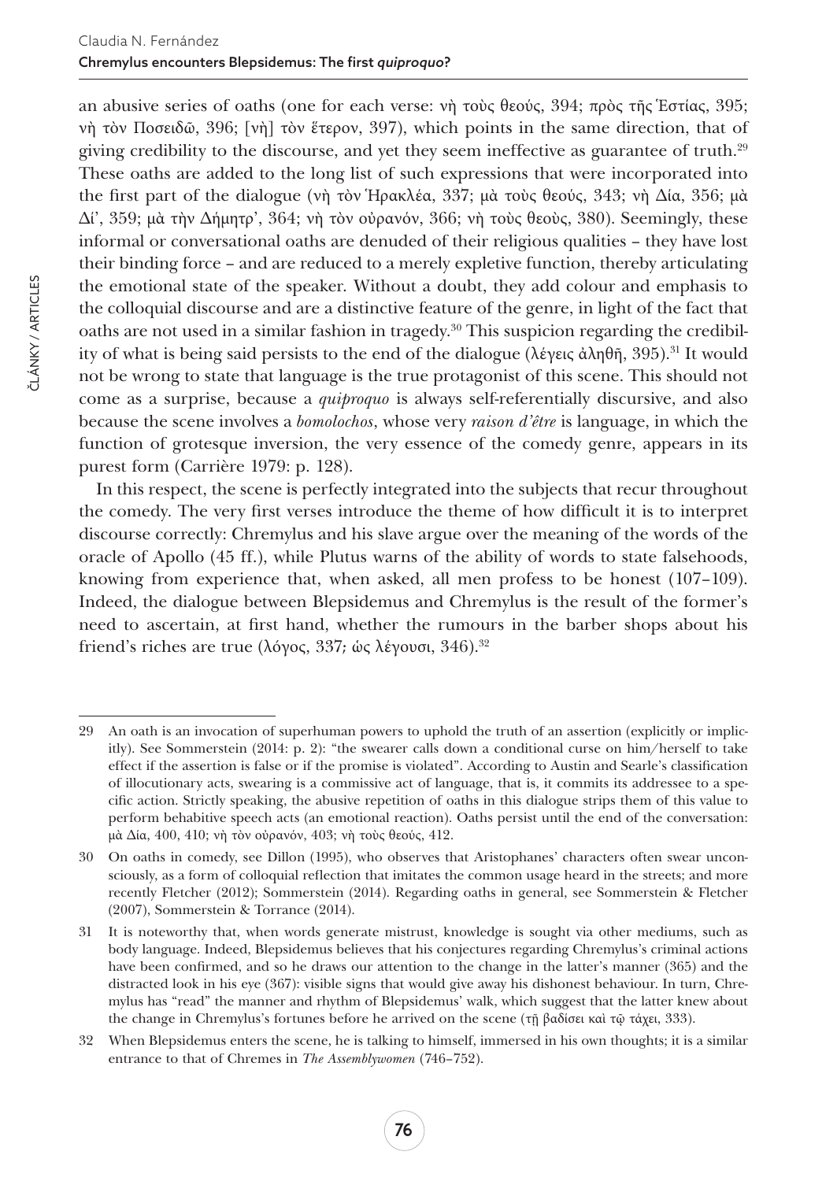an abusive series of oaths (one for each verse: νὴ τοὺς θεούς, 394; πρὸς τῆς Ἑστίας, 395; νὴ τὸν Ποσειδῶ, 396; [νὴ] τὸν ἕτερον, 397), which points in the same direction, that of giving credibility to the discourse, and yet they seem ineffective as guarantee of truth.[29] These oaths are added to the long list of such expressions that were incorporated into the first part of the dialogue (νὴ τὸν Ἡρακλέα, 337; μὰ τοὺς θεούς, 343; νὴ Δία, 356; μὰ Δί', 359; μὰ τὴν Δήμητρ', 364; νὴ τὸν οὐρανόν, 366; νὴ τοὺς θεοὺς, 380). Seemingly, these informal or conversational oaths are denuded of their religious qualities – they have lost their binding force – and are reduced to a merely expletive function, thereby articulating the emotional state of the speaker. Without a doubt, they add colour and emphasis to the colloquial discourse and are a distinctive feature of the genre, in light of the fact that oaths are not used in a similar fashion in tragedy.[30] This suspicion regarding the credibility of what is being said persists to the end of the dialogue (λέγεις ἀληθῆ, 395).[31] It would not be wrong to state that language is the true protagonist of this scene. This should not come as a surprise, because a *quiproquo* is always self-referentially discursive, and also because the scene involves a *bomolochos*, whose very *raison d'être* is language, in which the function of grotesque inversion, the very essence of the comedy genre, appears in its purest form (Carrière 1979: p. 128).

In this respect, the scene is perfectly integrated into the subjects that recur throughout the comedy. The very first verses introduce the theme of how difficult it is to interpret discourse correctly: Chremylus and his slave argue over the meaning of the words of the oracle of Apollo (45 ff.), while Plutus warns of the ability of words to state falsehoods, knowing from experience that, when asked, all men profess to be honest (107–109). Indeed, the dialogue between Blepsidemus and Chremylus is the result of the former's need to ascertain, at first hand, whether the rumours in the barber shops about his friend's riches are true (λόγος, 337; ὡς λέγουσι, 346).[32]

---

29 An oath is an invocation of superhuman powers to uphold the truth of an assertion (explicitly or implicitly). See Sommerstein (2014: p. 2): "the swearer calls down a conditional curse on him/herself to take effect if the assertion is false or if the promise is violated". According to Austin and Searle's classification of illocutionary acts, swearing is a commissive act of language, that is, it commits its addressee to a specific action. Strictly speaking, the abusive repetition of oaths in this dialogue strips them of this value to perform behabitive speech acts (an emotional reaction). Oaths persist until the end of the conversation: μὰ Δία, 400, 410; νὴ τὸν οὐρανόν, 403; νὴ τοὺς θεούς, 412.

30 On oaths in comedy, see Dillon (1995), who observes that Aristophanes' characters often swear unconsciously, as a form of colloquial reflection that imitates the common usage heard in the streets; and more recently Fletcher (2012); Sommerstein (2014). Regarding oaths in general, see Sommerstein & Fletcher (2007), Sommerstein & Torrance (2014).

31 It is noteworthy that, when words generate mistrust, knowledge is sought via other mediums, such as body language. Indeed, Blepsidemus believes that his conjectures regarding Chremylus's criminal actions have been confirmed, and so he draws our attention to the change in the latter's manner (365) and the distracted look in his eye (367): visible signs that would give away his dishonest behaviour. In turn, Chremylus has "read" the manner and rhythm of Blepsidemus' walk, which suggest that the latter knew about the change in Chremylus's fortunes before he arrived on the scene (τῇ βαδίσει καὶ τῷ τάχει, 333).

32 When Blepsidemus enters the scene, he is talking to himself, immersed in his own thoughts; it is a similar entrance to that of Chremes in *The Assemblywomen* (746–752).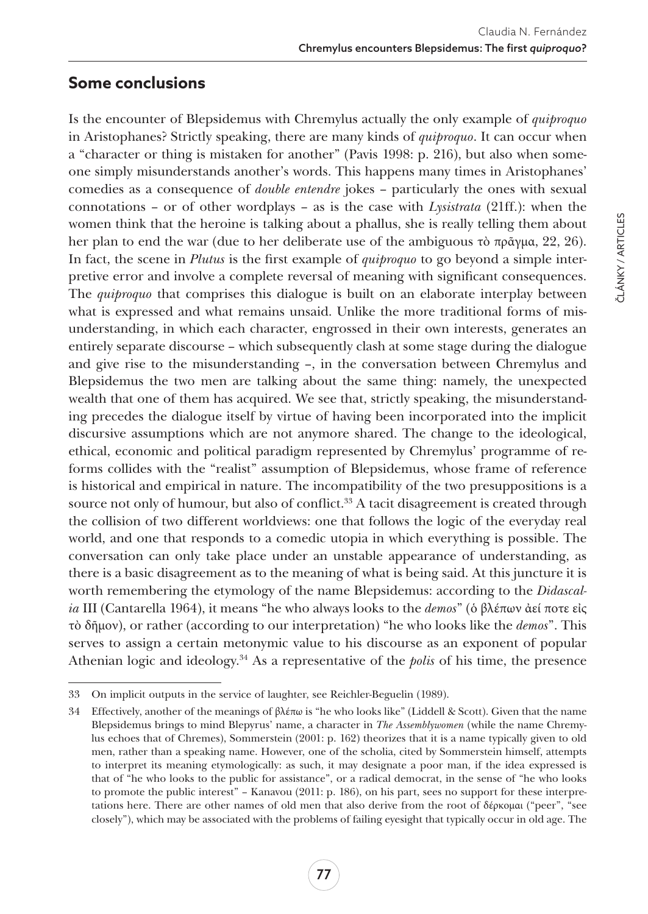## Some conclusions

Is the encounter of Blepsidemus with Chremylus actually the only example of *quiproquo* in Aristophanes? Strictly speaking, there are many kinds of *quiproquo*. It can occur when a "character or thing is mistaken for another" (Pavis 1998: p. 216), but also when someone simply misunderstands another's words. This happens many times in Aristophanes' comedies as a consequence of *double entendre* jokes – particularly the ones with sexual connotations – or of other wordplays – as is the case with *Lysistrata* (21ff.): when the women think that the heroine is talking about a phallus, she is really telling them about her plan to end the war (due to her deliberate use of the ambiguous τὸ πρᾶγμα, 22, 26). In fact, the scene in *Plutus* is the first example of *quiproquo* to go beyond a simple interpretive error and involve a complete reversal of meaning with significant consequences. The *quiproquo* that comprises this dialogue is built on an elaborate interplay between what is expressed and what remains unsaid. Unlike the more traditional forms of misunderstanding, in which each character, engrossed in their own interests, generates an entirely separate discourse – which subsequently clash at some stage during the dialogue and give rise to the misunderstanding –, in the conversation between Chremylus and Blepsidemus the two men are talking about the same thing: namely, the unexpected wealth that one of them has acquired. We see that, strictly speaking, the misunderstanding precedes the dialogue itself by virtue of having been incorporated into the implicit discursive assumptions which are not anymore shared. The change to the ideological, ethical, economic and political paradigm represented by Chremylus' programme of reforms collides with the "realist" assumption of Blepsidemus, whose frame of reference is historical and empirical in nature. The incompatibility of the two presuppositions is a source not only of humour, but also of conflict.[33] A tacit disagreement is created through the collision of two different worldviews: one that follows the logic of the everyday real world, and one that responds to a comedic utopia in which everything is possible. The conversation can only take place under an unstable appearance of understanding, as there is a basic disagreement as to the meaning of what is being said. At this juncture it is worth remembering the etymology of the name Blepsidemus: according to the *Didascalia* III (Cantarella 1964), it means "he who always looks to the *demos*" (ὁ βλέπων ἀεί ποτε εἰς τὸ δῆμον), or rather (according to our interpretation) "he who looks like the *demos*". This serves to assign a certain metonymic value to his discourse as an exponent of popular Athenian logic and ideology.[34] As a representative of the *polis* of his time, the presence

---

33 On implicit outputs in the service of laughter, see Reichler-Beguelin (1989).

34 Effectively, another of the meanings of βλέπω is "he who looks like" (Liddell & Scott). Given that the name Blepsidemus brings to mind Blepyrus' name, a character in *The Assemblywomen* (while the name Chremylus echoes that of Chremes), Sommerstein (2001: p. 162) theorizes that it is a name typically given to old men, rather than a speaking name. However, one of the scholia, cited by Sommerstein himself, attempts to interpret its meaning etymologically: as such, it may designate a poor man, if the idea expressed is that of "he who looks to the public for assistance", or a radical democrat, in the sense of "he who looks to promote the public interest" – Kanavou (2011: p. 186), on his part, sees no support for these interpretations here. There are other names of old men that also derive from the root of δέρκομαι ("peer", "see closely"), which may be associated with the problems of failing eyesight that typically occur in old age. The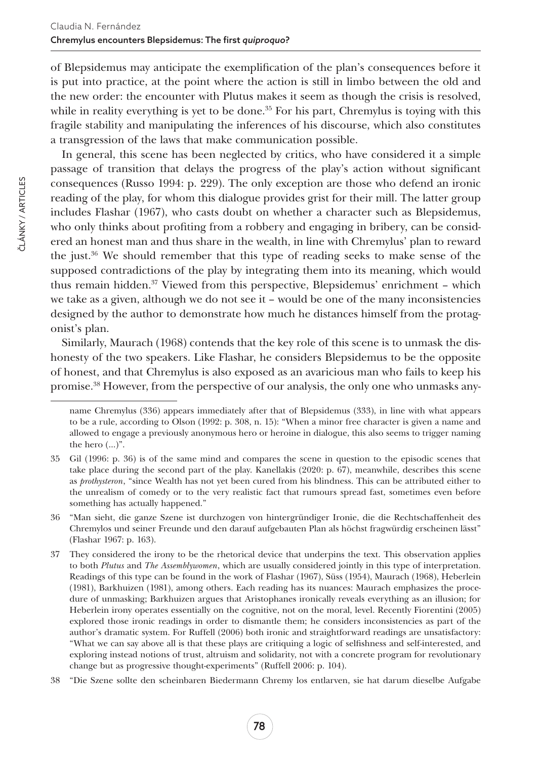of Blepsidemus may anticipate the exemplification of the plan's consequences before it is put into practice, at the point where the action is still in limbo between the old and the new order: the encounter with Plutus makes it seem as though the crisis is resolved, while in reality everything is yet to be done.[35] For his part, Chremylus is toying with this fragile stability and manipulating the inferences of his discourse, which also constitutes a transgression of the laws that make communication possible.

In general, this scene has been neglected by critics, who have considered it a simple passage of transition that delays the progress of the play's action without significant consequences (Russo 1994: p. 229). The only exception are those who defend an ironic reading of the play, for whom this dialogue provides grist for their mill. The latter group includes Flashar (1967), who casts doubt on whether a character such as Blepsidemus, who only thinks about profiting from a robbery and engaging in bribery, can be considered an honest man and thus share in the wealth, in line with Chremylus' plan to reward the just.[36] We should remember that this type of reading seeks to make sense of the supposed contradictions of the play by integrating them into its meaning, which would thus remain hidden.[37] Viewed from this perspective, Blepsidemus' enrichment – which we take as a given, although we do not see it – would be one of the many inconsistencies designed by the author to demonstrate how much he distances himself from the protagonist's plan.

Similarly, Maurach (1968) contends that the key role of this scene is to unmask the dishonesty of the two speakers. Like Flashar, he considers Blepsidemus to be the opposite of honest, and that Chremylus is also exposed as an avaricious man who fails to keep his promise.[38] However, from the perspective of our analysis, the only one who unmasks any-

name Chremylus (336) appears immediately after that of Blepsidemus (333), in line with what appears to be a rule, according to Olson (1992: p. 308, n. 15): "When a minor free character is given a name and allowed to engage a previously anonymous hero or heroine in dialogue, this also seems to trigger naming the hero (...)".

35 Gil (1996: p. 36) is of the same mind and compares the scene in question to the episodic scenes that take place during the second part of the play. Kanellakis (2020: p. 67), meanwhile, describes this scene as *prothysteron*, "since Wealth has not yet been cured from his blindness. This can be attributed either to the unrealism of comedy or to the very realistic fact that rumours spread fast, sometimes even before something has actually happened."

36 "Man sieht, die ganze Szene ist durchzogen von hintergründiger Ironie, die die Rechtschaffenheit des Chremylos und seiner Freunde und den darauf aufgebauten Plan als höchst fragwürdig erscheinen lässt" (Flashar 1967: p. 163).

37 They considered the irony to be the rhetorical device that underpins the text. This observation applies to both *Plutus* and *The Assemblywomen*, which are usually considered jointly in this type of interpretation. Readings of this type can be found in the work of Flashar (1967), Süss (1954), Maurach (1968), Heberlein (1981), Barkhuizen (1981), among others. Each reading has its nuances: Maurach emphasizes the procedure of unmasking; Barkhuizen argues that Aristophanes ironically reveals everything as an illusion; for Heberlein irony operates essentially on the cognitive, not on the moral, level. Recently Fiorentini (2005) explored those ironic readings in order to dismantle them; he considers inconsistencies as part of the author's dramatic system. For Ruffell (2006) both ironic and straightforward readings are unsatisfactory: "What we can say above all is that these plays are critiquing a logic of selfishness and self-interested, and exploring instead notions of trust, altruism and solidarity, not with a concrete program for revolutionary change but as progressive thought-experiments" (Ruffell 2006: p. 104).

38 "Die Szene sollte den scheinbaren Biedermann Chremy los entlarven, sie hat darum dieselbe Aufgabe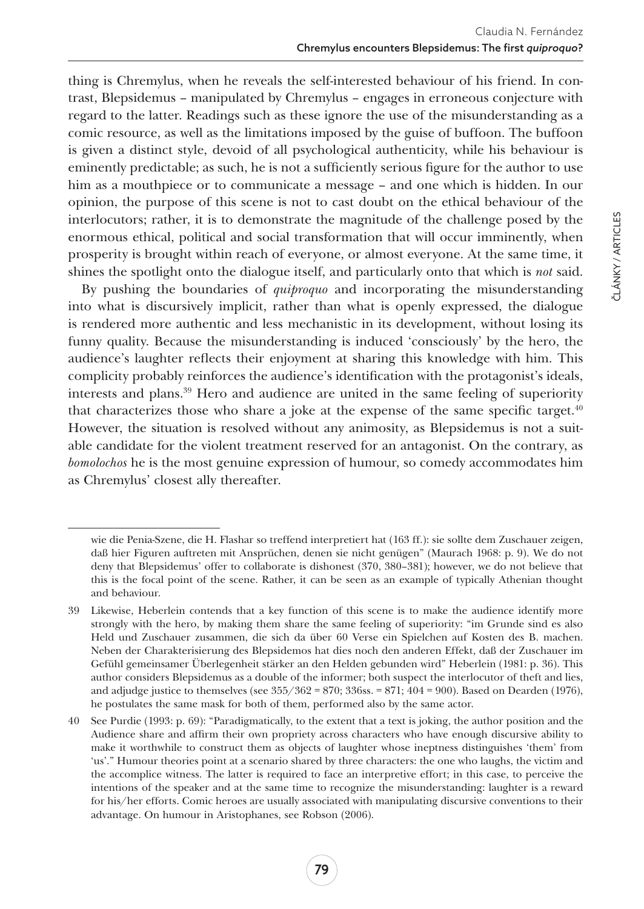thing is Chremylus, when he reveals the self-interested behaviour of his friend. In contrast, Blepsidemus – manipulated by Chremylus – engages in erroneous conjecture with regard to the latter. Readings such as these ignore the use of the misunderstanding as a comic resource, as well as the limitations imposed by the guise of buffoon. The buffoon is given a distinct style, devoid of all psychological authenticity, while his behaviour is eminently predictable; as such, he is not a sufficiently serious figure for the author to use him as a mouthpiece or to communicate a message – and one which is hidden. In our opinion, the purpose of this scene is not to cast doubt on the ethical behaviour of the interlocutors; rather, it is to demonstrate the magnitude of the challenge posed by the enormous ethical, political and social transformation that will occur imminently, when prosperity is brought within reach of everyone, or almost everyone. At the same time, it shines the spotlight onto the dialogue itself, and particularly onto that which is *not* said.

By pushing the boundaries of *quiproquo* and incorporating the misunderstanding into what is discursively implicit, rather than what is openly expressed, the dialogue is rendered more authentic and less mechanistic in its development, without losing its funny quality. Because the misunderstanding is induced 'consciously' by the hero, the audience's laughter reflects their enjoyment at sharing this knowledge with him. This complicity probably reinforces the audience's identification with the protagonist's ideals, interests and plans.[39] Hero and audience are united in the same feeling of superiority that characterizes those who share a joke at the expense of the same specific target.[40] However, the situation is resolved without any animosity, as Blepsidemus is not a suitable candidate for the violent treatment reserved for an antagonist. On the contrary, as *bomolochos* he is the most genuine expression of humour, so comedy accommodates him as Chremylus' closest ally thereafter.

---

wie die Penia-Szene, die H. Flashar so treffend interpretiert hat (163 ff.): sie sollte dem Zuschauer zeigen, daß hier Figuren auftreten mit Ansprüchen, denen sie nicht genügen" (Maurach 1968: p. 9). We do not deny that Blepsidemus' offer to collaborate is dishonest (370, 380–381); however, we do not believe that this is the focal point of the scene. Rather, it can be seen as an example of typically Athenian thought and behaviour.

39 Likewise, Heberlein contends that a key function of this scene is to make the audience identify more strongly with the hero, by making them share the same feeling of superiority: "im Grunde sind es also Held und Zuschauer zusammen, die sich da über 60 Verse ein Spielchen auf Kosten des B. machen. Neben der Charakterisierung des Blepsidemos hat dies noch den anderen Effekt, daß der Zuschauer im Gefühl gemeinsamer Überlegenheit stärker an den Helden gebunden wird" Heberlein (1981: p. 36). This author considers Blepsidemus as a double of the informer; both suspect the interlocutor of theft and lies, and adjudge justice to themselves (see 355/362 = 870; 336ss. = 871; 404 = 900). Based on Dearden (1976), he postulates the same mask for both of them, performed also by the same actor.

40 See Purdie (1993: p. 69): "Paradigmatically, to the extent that a text is joking, the author position and the Audience share and affirm their own propriety across characters who have enough discursive ability to make it worthwhile to construct them as objects of laughter whose ineptness distinguishes 'them' from 'us'." Humour theories point at a scenario shared by three characters: the one who laughs, the victim and the accomplice witness. The latter is required to face an interpretive effort; in this case, to perceive the intentions of the speaker and at the same time to recognize the misunderstanding: laughter is a reward for his/her efforts. Comic heroes are usually associated with manipulating discursive conventions to their advantage. On humour in Aristophanes, see Robson (2006).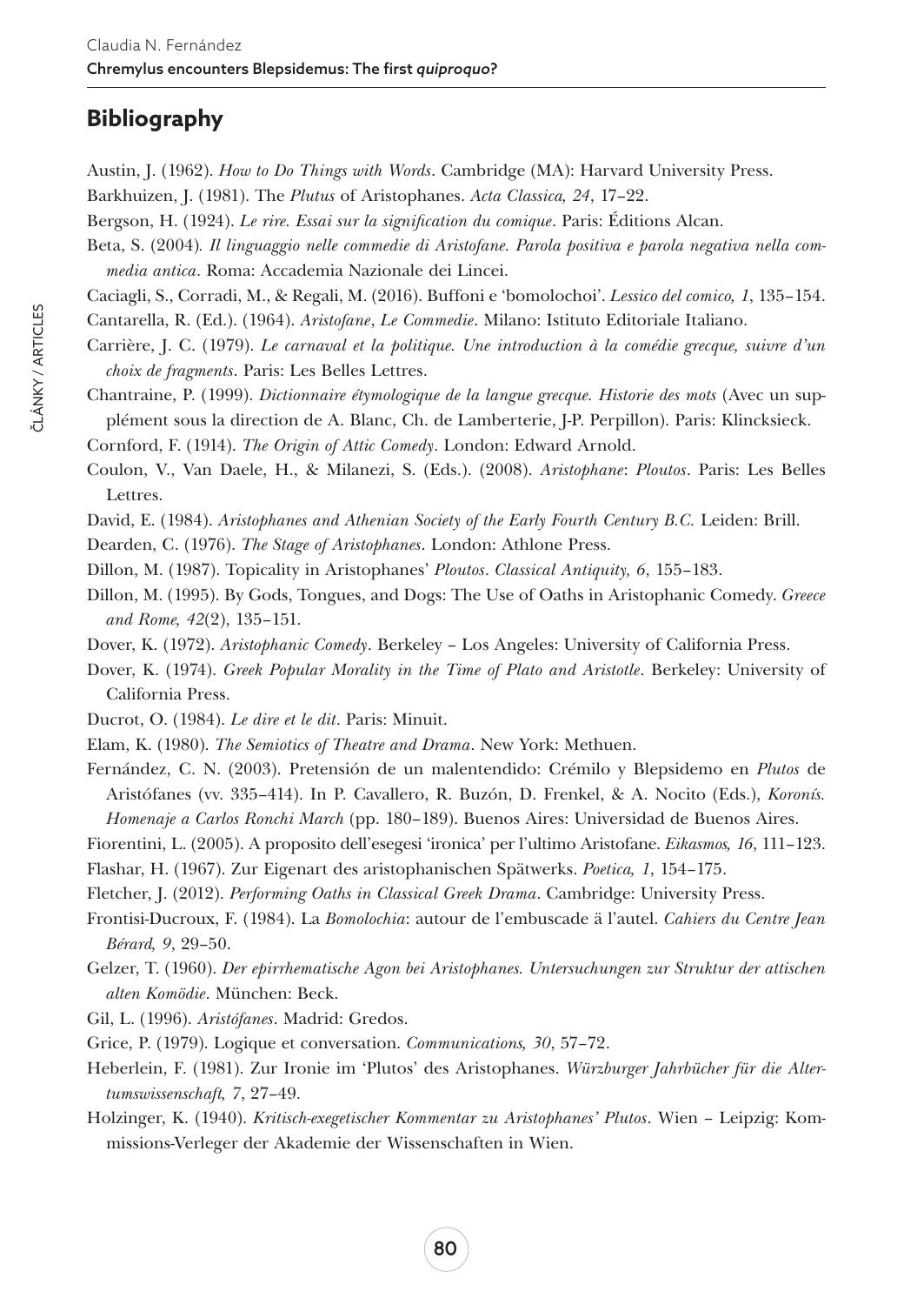## Bibliography

Austin, J. (1962). *How to Do Things with Words*. Cambridge (MA): Harvard University Press.

Barkhuizen, J. (1981). The *Plutus* of Aristophanes. *Acta Classica, 24*, 17–22.

Bergson, H. (1924). *Le rire. Essai sur la signification du comique*. Paris: Éditions Alcan.

Beta, S. (2004). *Il linguaggio nelle commedie di Aristofane. Parola positiva e parola negativa nella commedia antica*. Roma: Accademia Nazionale dei Lincei.

Caciagli, S., Corradi, M., & Regali, M. (2016). Buffoni e 'bomolochoi'. *Lessico del comico, 1*, 135–154.

Cantarella, R. (Ed.). (1964). *Aristofane*, *Le Commedie*. Milano: Istituto Editoriale Italiano.

Carrière, J. C. (1979). *Le carnaval et la politique. Une introduction à la comédie grecque, suivre d'un choix de fragments*. Paris: Les Belles Lettres.

Chantraine, P. (1999). *Dictionnaire étymologique de la langue grecque. Historie des mots* (Avec un supplément sous la direction de A. Blanc, Ch. de Lamberterie, J-P. Perpillon). Paris: Klincksieck.

Cornford, F. (1914). *The Origin of Attic Comedy*. London: Edward Arnold.

Coulon, V., Van Daele, H., & Milanezi, S. (Eds.). (2008). *Aristophane*: *Ploutos*. Paris: Les Belles Lettres.

David, E. (1984). *Aristophanes and Athenian Society of the Early Fourth Century B.C.* Leiden: Brill.

Dearden, C. (1976). *The Stage of Aristophanes*. London: Athlone Press.

Dillon, M. (1987). Topicality in Aristophanes' *Ploutos*. *Classical Antiquity, 6*, 155–183.

Dillon, M. (1995). By Gods, Tongues, and Dogs: The Use of Oaths in Aristophanic Comedy. *Greece and Rome, 42*(2), 135–151.

Dover, K. (1972). *Aristophanic Comedy*. Berkeley – Los Angeles: University of California Press.

Dover, K. (1974). *Greek Popular Morality in the Time of Plato and Aristotle*. Berkeley: University of California Press.

Ducrot, O. (1984). *Le dire et le dit*. Paris: Minuit.

Elam, K. (1980). *The Semiotics of Theatre and Drama*. New York: Methuen.

Fernández, C. N. (2003). Pretensión de un malentendido: Crémilo y Blepsidemo en *Plutos* de Aristófanes (vv. 335–414). In P. Cavallero, R. Buzón, D. Frenkel, & A. Nocito (Eds.), *Koronís. Homenaje a Carlos Ronchi March* (pp. 180–189). Buenos Aires: Universidad de Buenos Aires.

Fiorentini, L. (2005). A proposito dell'esegesi 'ironica' per l'ultimo Aristofane. *Eikasmos, 16*, 111–123.

Flashar, H. (1967). Zur Eigenart des aristophanischen Spätwerks. *Poetica, 1*, 154–175.

Fletcher, J. (2012). *Performing Oaths in Classical Greek Drama*. Cambridge: University Press.

Frontisi-Ducroux, F. (1984). La *Bomolochia*: autour de l'embuscade ä l'autel. *Cahiers du Centre Jean Bérard, 9*, 29–50.

Gelzer, T. (1960). *Der epirrhematische Agon bei Aristophanes. Untersuchungen zur Struktur der attischen alten Komödie*. München: Beck.

Gil, L. (1996). *Aristófanes*. Madrid: Gredos.

Grice, P. (1979). Logique et conversation. *Communications, 30*, 57–72.

Heberlein, F. (1981). Zur Ironie im 'Plutos' des Aristophanes. *Würzburger Jahrbücher für die Altertumswissenschaft, 7*, 27–49.

Holzinger, K. (1940). *Kritisch-exegetischer Kommentar zu Aristophanes' Plutos*. Wien – Leipzig: Kommissions-Verleger der Akademie der Wissenschaften in Wien.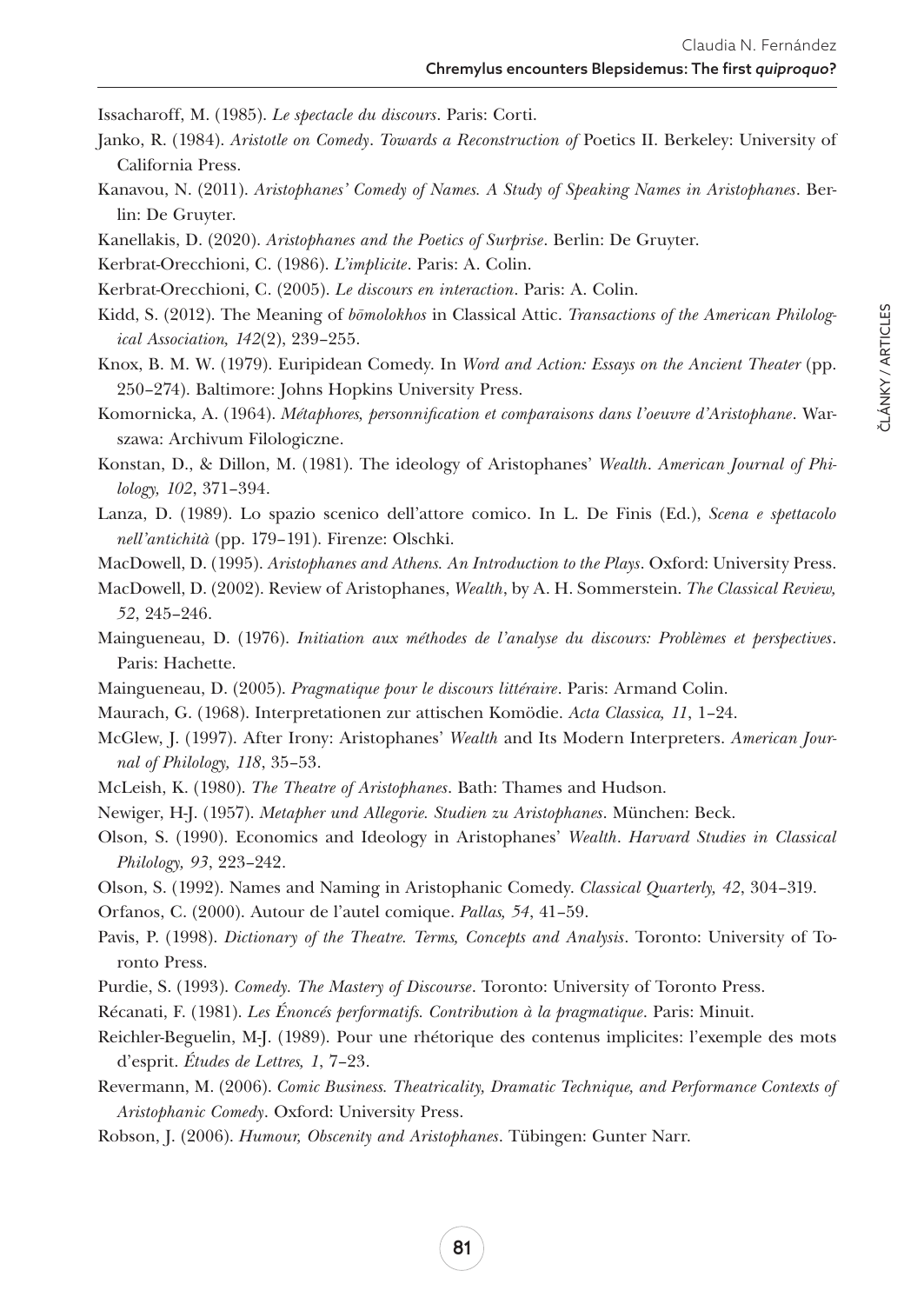Issacharoff, M. (1985). *Le spectacle du discours*. Paris: Corti.

Janko, R. (1984). *Aristotle on Comedy. Towards a Reconstruction of* Poetics II. Berkeley: University of California Press.

Kanavou, N. (2011). *Aristophanes' Comedy of Names. A Study of Speaking Names in Aristophanes*. Berlin: De Gruyter.

Kanellakis, D. (2020). *Aristophanes and the Poetics of Surprise*. Berlin: De Gruyter.

Kerbrat-Orecchioni, C. (1986). *L'implicite*. Paris: A. Colin.

Kerbrat-Orecchioni, C. (2005). *Le discours en interaction*. Paris: A. Colin.

Kidd, S. (2012). The Meaning of *bōmolokhos* in Classical Attic. *Transactions of the American Philological Association, 142*(2), 239–255.

Knox, B. M. W. (1979). Euripidean Comedy. In *Word and Action: Essays on the Ancient Theater* (pp. 250–274). Baltimore: Johns Hopkins University Press.

Komornicka, A. (1964). *Métaphores, personnification et comparaisons dans l'oeuvre d'Aristophane*. Warszawa: Archivum Filologiczne.

Konstan, D., & Dillon, M. (1981). The ideology of Aristophanes' *Wealth*. *American Journal of Philology, 102*, 371–394.

Lanza, D. (1989). Lo spazio scenico dell'attore comico. In L. De Finis (Ed.), *Scena e spettacolo nell'antichità* (pp. 179–191). Firenze: Olschki.

MacDowell, D. (1995). *Aristophanes and Athens. An Introduction to the Plays*. Oxford: University Press.

MacDowell, D. (2002). Review of Aristophanes, *Wealth*, by A. H. Sommerstein. *The Classical Review, 52*, 245–246.

Maingueneau, D. (1976). *Initiation aux méthodes de l'analyse du discours: Problèmes et perspectives*. Paris: Hachette.

Maingueneau, D. (2005). *Pragmatique pour le discours littéraire*. Paris: Armand Colin.

Maurach, G. (1968). Interpretationen zur attischen Komödie. *Acta Classica, 11*, 1–24.

McGlew, J. (1997). After Irony: Aristophanes' *Wealth* and Its Modern Interpreters. *American Journal of Philology, 118*, 35–53.

McLeish, K. (1980). *The Theatre of Aristophanes*. Bath: Thames and Hudson.

Newiger, H-J. (1957). *Metapher und Allegorie. Studien zu Aristophanes*. München: Beck.

Olson, S. (1990). Economics and Ideology in Aristophanes' *Wealth*. *Harvard Studies in Classical Philology, 93*, 223–242.

Olson, S. (1992). Names and Naming in Aristophanic Comedy. *Classical Quarterly, 42*, 304–319.

Orfanos, C. (2000). Autour de l'autel comique. *Pallas, 54*, 41–59.

Pavis, P. (1998). *Dictionary of the Theatre. Terms, Concepts and Analysis*. Toronto: University of Toronto Press.

Purdie, S. (1993). *Comedy. The Mastery of Discourse*. Toronto: University of Toronto Press.

Récanati, F. (1981). *Les Énoncés performatifs. Contribution à la pragmatique*. Paris: Minuit.

Reichler-Beguelin, M-J. (1989). Pour une rhétorique des contenus implicites: l'exemple des mots d'esprit. *Études de Lettres, 1*, 7–23.

Revermann, M. (2006). *Comic Business. Theatricality, Dramatic Technique, and Performance Contexts of Aristophanic Comedy*. Oxford: University Press.

Robson, J. (2006). *Humour, Obscenity and Aristophanes*. Tübingen: Gunter Narr.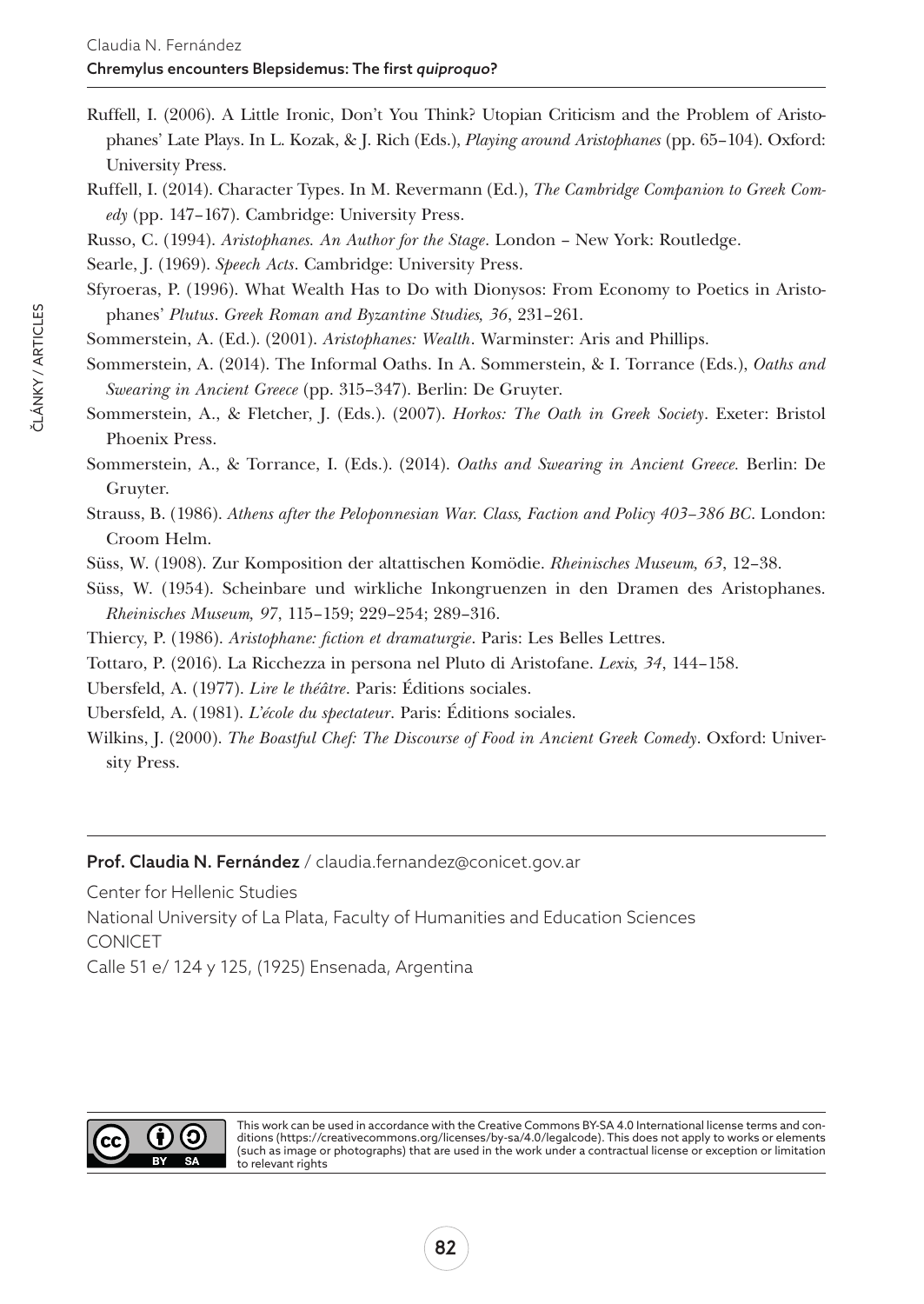Ruffell, I. (2006). A Little Ironic, Don't You Think? Utopian Criticism and the Problem of Aristophanes' Late Plays. In L. Kozak, & J. Rich (Eds.), *Playing around Aristophanes* (pp. 65–104). Oxford: University Press.

Ruffell, I. (2014). Character Types. In M. Revermann (Ed.), *The Cambridge Companion to Greek Comedy* (pp. 147–167). Cambridge: University Press.

Russo, C. (1994). *Aristophanes. An Author for the Stage*. London – New York: Routledge.

Searle, J. (1969). *Speech Acts*. Cambridge: University Press.

Sfyroeras, P. (1996). What Wealth Has to Do with Dionysos: From Economy to Poetics in Aristophanes' *Plutus*. *Greek Roman and Byzantine Studies, 36*, 231–261.

Sommerstein, A. (Ed.). (2001). *Aristophanes: Wealth*. Warminster: Aris and Phillips.

Sommerstein, A. (2014). The Informal Oaths. In A. Sommerstein, & I. Torrance (Eds.), *Oaths and Swearing in Ancient Greece* (pp. 315–347). Berlin: De Gruyter.

Sommerstein, A., & Fletcher, J. (Eds.). (2007). *Horkos: The Oath in Greek Society*. Exeter: Bristol Phoenix Press.

Sommerstein, A., & Torrance, I. (Eds.). (2014). *Oaths and Swearing in Ancient Greece.* Berlin: De Gruyter.

Strauss, B. (1986). *Athens after the Peloponnesian War. Class, Faction and Policy 403–386 BC*. London: Croom Helm.

Süss, W. (1908). Zur Komposition der altattischen Komödie. *Rheinisches Museum, 63*, 12–38.

Süss, W. (1954). Scheinbare und wirkliche Inkongruenzen in den Dramen des Aristophanes. *Rheinisches Museum, 97*, 115–159; 229–254; 289–316.

Thiercy, P. (1986). *Aristophane: fiction et dramaturgie*. Paris: Les Belles Lettres.

Tottaro, P. (2016). La Ricchezza in persona nel Pluto di Aristofane. *Lexis, 34*, 144–158.

Ubersfeld, A. (1977). *Lire le théâtre*. Paris: Éditions sociales.

Ubersfeld, A. (1981). *L'école du spectateur*. Paris: Éditions sociales.

Wilkins, J. (2000). *The Boastful Chef: The Discourse of Food in Ancient Greek Comedy*. Oxford: University Press.

---

**Prof. Claudia N. Fernández** / claudia.fernandez@conicet.gov.ar

Center for Hellenic Studies

National University of La Plata, Faculty of Humanities and Education Sciences

CONICET

Calle 51 e/ 124 y 125, (1925) Ensenada, Argentina

This work can be used in accordance with the Creative Commons BY-SA 4.0 International license terms and conditions (https://creativecommons.org/licenses/by-sa/4.0/legalcode). This does not apply to works or elements (such as image or photographs) that are used in the work under a contractual license or exception or limitation to relevant rights